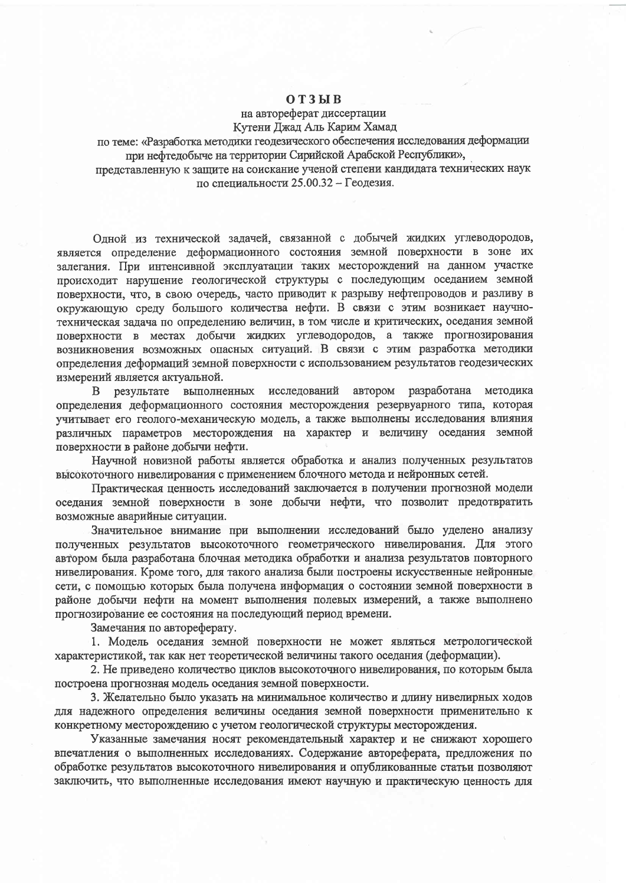# ОТЗЫВ

на автореферат диссертации

Кутени Джад Аль Карим Хамад

по теме: «Разработка методики геодезического обеспечения исследования деформации при нефтедобыче на территории Сирийской Арабской Республики»,

представленную к защите на соискание ученой степени кандидата технических наук по специальности 25.00.32 – Геодезия.

Одной из технической задачей, связанной с добычей жидких углеводородов, является определение деформационного состояния земной поверхности в зоне их залегания. При интенсивной эксплуатации таких месторождений на данном участке происходит нарушение геологической структуры с последующим оседанием земной поверхности, что, в свою очередь, часто приводит к разрыву нефтепроводов и разливу в окружающую среду большого количества нефти. В связи с этим возникает научно-техническая задача по определению величин, в том числе и критических, оседания земной поверхности в местах добычи жидких углеводородов, а также прогнозирования возникновения возможных опасных ситуаций. В связи с этим разработка методики определения деформаций земной поверхности с использованием результатов геодезических измерений является актуальной.

В результате выполненных исследований автором разработана методика определения деформационного состояния месторождения резервуарного типа, которая учитывает его геолого-механическую модель, а также выполнены исследования влияния различных параметров месторождения на характер и величину оседания земной поверхности в районе добычи нефти.

Научной новизной работы является обработка и анализ полученных результатов высокоточного нивелирования с применением блочного метода и нейронных сетей.

Практическая ценность исследований заключается в получении прогнозной модели оседания земной поверхности в зоне добычи нефти, что позволит предотвратить возможные аварийные ситуации.

Значительное внимание при выполнении исследований было уделено анализу полученных результатов высокоточного геометрического нивелирования. Для этого автором была разработана блочная методика обработки и анализа результатов повторного нивелирования. Кроме того, для такого анализа были построены искусственные нейронные сети, с помощью которых была получена информация о состоянии земной поверхности в районе добычи нефти на момент выполнения полевых измерений, а также выполнено прогнозирование ее состояния на последующий период времени.

Замечания по автореферату.

1. Модель оседания земной поверхности не может являться метрологической характеристикой, так как нет теоретической величины такого оседания (деформации).
2. Не приведено количество циклов высокоточного нивелирования, по которым была построена прогнозная модель оседания земной поверхности.
3. Желательно было указать на минимальное количество и длину нивелирных ходов для надежного определения величины оседания земной поверхности применительно к конкретному месторождению с учетом геологической структуры месторождения.

Указанные замечания носят рекомендательный характер и не снижают хорошего впечатления о выполненных исследованиях. Содержание автореферата, предложения по обработке результатов высокоточного нивелирования и опубликованные статьи позволяют заключить, что выполненные исследования имеют научную и практическую ценность для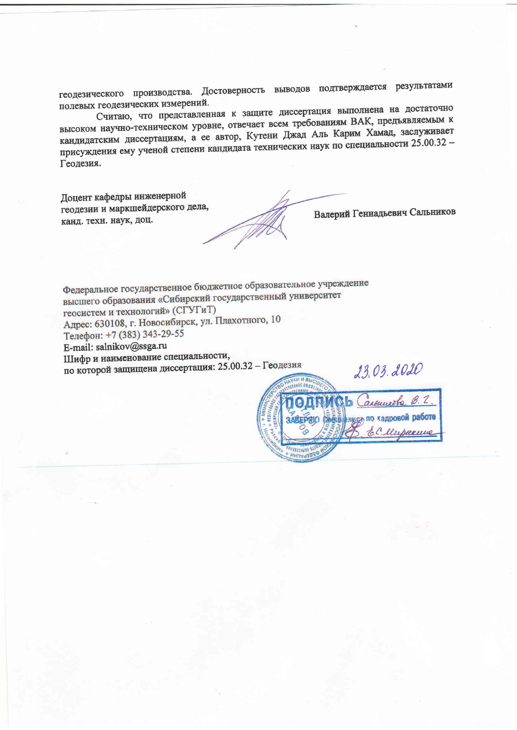геодезического производства. Достоверность выводов подтверждается результатами полевых геодезических измерений.

Считаю, что представленная к защите диссертация выполнена на достаточно высоком научно-техническом уровне, отвечает всем требованиям ВАК, предъявляемым к кандидатским диссертациям, а ее автор, Кутени Джад Аль Карим Хамад, заслуживает присуждения ему ученой степени кандидата технических наук по специальности 25.00.32 – Геодезия.

Доцент кафедры инженерной геодезии и маркшейдерского дела, канд. техн. наук, доц. — Валерий Геннадьевич Сальников

Федеральное государственное бюджетное образовательное учреждение высшего образования «Сибирский государственный университет геосистем и технологий» (СГУГиТ)
Адрес: 630108, г. Новосибирск, ул. Плахотного, 10
Телефон: +7 (383) 343-29-55
E-mail: salnikov@ssga.ru
Шифр и наименование специальности, по которой защищена диссертация: 25.00.32 – Геодезия

23.03.2020

ПОДПИСЬ Сальникова В. Г.
ЗАВЕРЯЮ Специалист по кадровой работе Е.С. Миракина